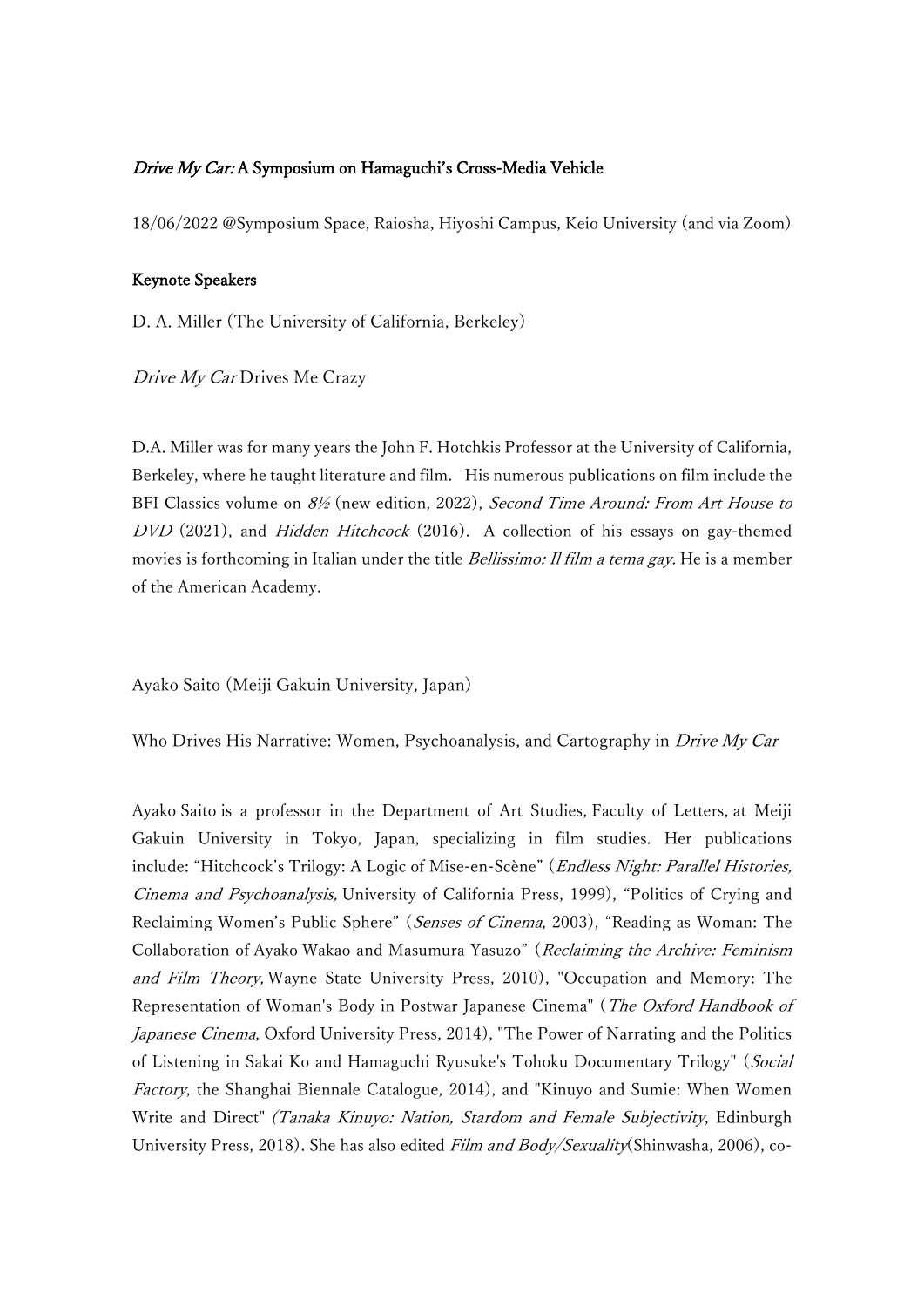# *Drive My Car:* A Symposium on Hamaguchi's Cross-Media Vehicle

18/06/2022 @Symposium Space, Raiosha, Hiyoshi Campus, Keio University (and via Zoom)

## Keynote Speakers

D. A. Miller (The University of California, Berkeley)

*Drive My Car* Drives Me Crazy

D.A. Miller was for many years the John F. Hotchkis Professor at the University of California, Berkeley, where he taught literature and film. His numerous publications on film include the BFI Classics volume on *8½* (new edition, 2022), *Second Time Around: From Art House to DVD* (2021), and *Hidden Hitchcock* (2016). A collection of his essays on gay-themed movies is forthcoming in Italian under the title *Bellissimo: Il film a tema gay.* He is a member of the American Academy.

Ayako Saito (Meiji Gakuin University, Japan)

Who Drives His Narrative: Women, Psychoanalysis, and Cartography in *Drive My Car*

Ayako Saito is a professor in the Department of Art Studies, Faculty of Letters, at Meiji Gakuin University in Tokyo, Japan, specializing in film studies. Her publications include: "Hitchcock's Trilogy: A Logic of Mise-en-Scène" (*Endless Night: Parallel Histories, Cinema and Psychoanalysis,* University of California Press, 1999), "Politics of Crying and Reclaiming Women's Public Sphere" (*Senses of Cinema*, 2003), "Reading as Woman: The Collaboration of Ayako Wakao and Masumura Yasuzo" (*Reclaiming the Archive: Feminism and Film Theory,* Wayne State University Press, 2010), "Occupation and Memory: The Representation of Woman's Body in Postwar Japanese Cinema" (*The Oxford Handbook of Japanese Cinema*, Oxford University Press, 2014), "The Power of Narrating and the Politics of Listening in Sakai Ko and Hamaguchi Ryusuke's Tohoku Documentary Trilogy" (*Social Factory*, the Shanghai Biennale Catalogue, 2014), and "Kinuyo and Sumie: When Women Write and Direct" *(Tanaka Kinuyo: Nation, Stardom and Female Subjectivity*, Edinburgh University Press, 2018). She has also edited *Film and Body/Sexuality*(Shinwasha, 2006), co-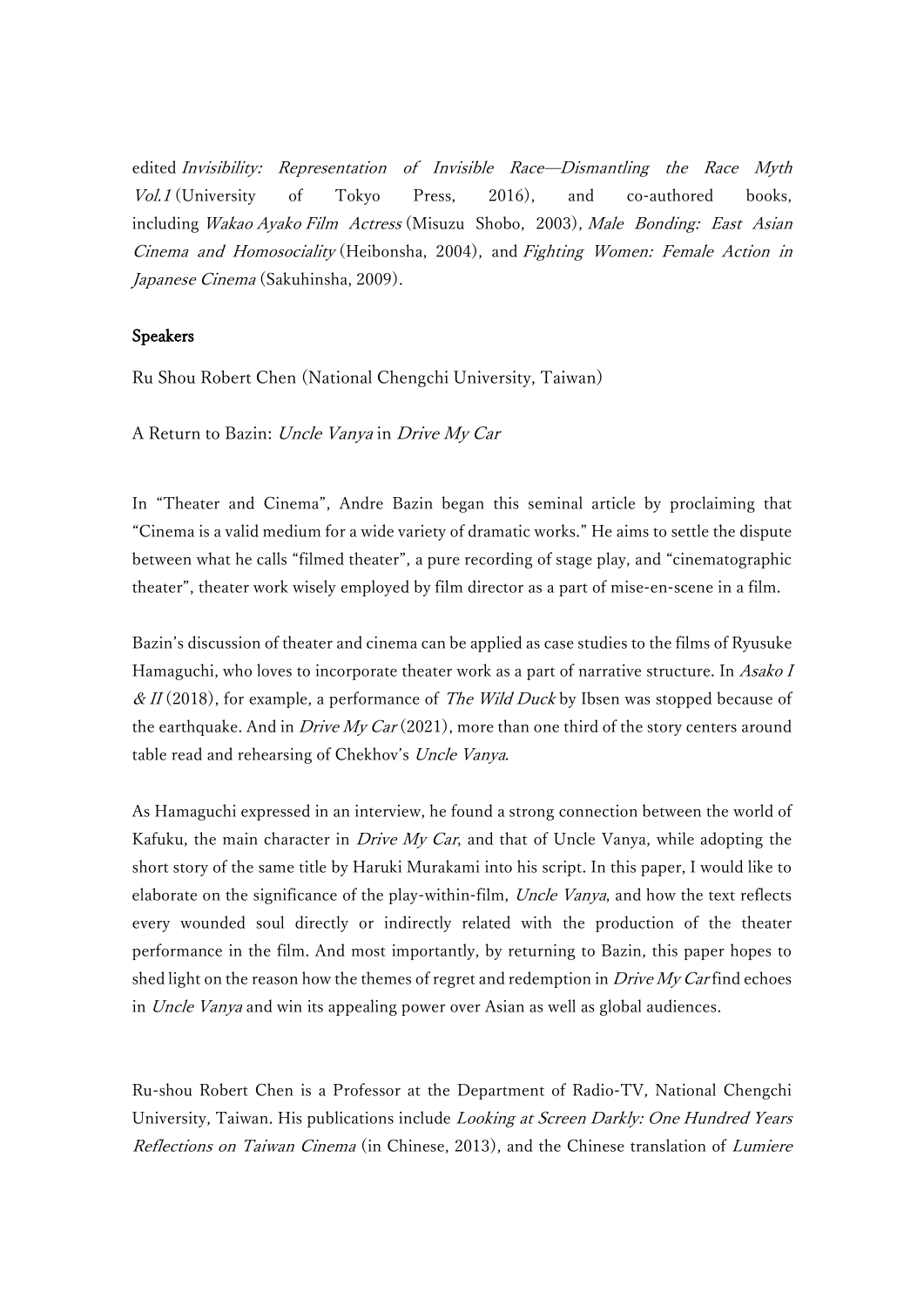edited *Invisibility: Representation of Invisible Race—Dismantling the Race Myth Vol.1* (University of Tokyo Press, 2016), and co-authored books, including *Wakao Ayako Film Actress* (Misuzu Shobo, 2003), *Male Bonding: East Asian Cinema and Homosociality* (Heibonsha, 2004), and *Fighting Women: Female Action in Japanese Cinema* (Sakuhinsha, 2009).

**Speakers**

Ru Shou Robert Chen (National Chengchi University, Taiwan)

A Return to Bazin: *Uncle Vanya* in *Drive My Car*

In "Theater and Cinema", Andre Bazin began this seminal article by proclaiming that "Cinema is a valid medium for a wide variety of dramatic works." He aims to settle the dispute between what he calls "filmed theater", a pure recording of stage play, and "cinematographic theater", theater work wisely employed by film director as a part of mise-en-scene in a film.

Bazin's discussion of theater and cinema can be applied as case studies to the films of Ryusuke Hamaguchi, who loves to incorporate theater work as a part of narrative structure. In *Asako I & II* (2018), for example, a performance of *The Wild Duck* by Ibsen was stopped because of the earthquake. And in *Drive My Car* (2021), more than one third of the story centers around table read and rehearsing of Chekhov's *Uncle Vanya*.

As Hamaguchi expressed in an interview, he found a strong connection between the world of Kafuku, the main character in *Drive My Car*, and that of Uncle Vanya, while adopting the short story of the same title by Haruki Murakami into his script. In this paper, I would like to elaborate on the significance of the play-within-film, *Uncle Vanya*, and how the text reflects every wounded soul directly or indirectly related with the production of the theater performance in the film. And most importantly, by returning to Bazin, this paper hopes to shed light on the reason how the themes of regret and redemption in *Drive My Car* find echoes in *Uncle Vanya* and win its appealing power over Asian as well as global audiences.

Ru-shou Robert Chen is a Professor at the Department of Radio-TV, National Chengchi University, Taiwan. His publications include *Looking at Screen Darkly: One Hundred Years Reflections on Taiwan Cinema* (in Chinese, 2013), and the Chinese translation of *Lumiere*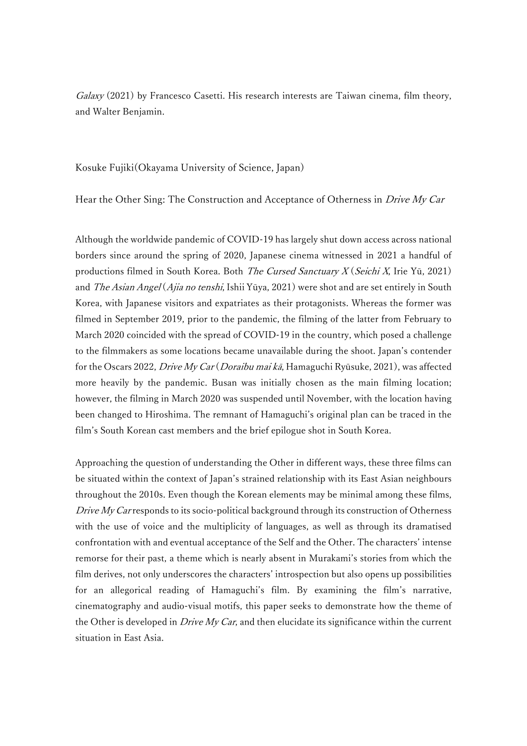*Galaxy* (2021) by Francesco Casetti. His research interests are Taiwan cinema, film theory, and Walter Benjamin.

Kosuke Fujiki(Okayama University of Science, Japan)

Hear the Other Sing: The Construction and Acceptance of Otherness in *Drive My Car*

Although the worldwide pandemic of COVID-19 has largely shut down access across national borders since around the spring of 2020, Japanese cinema witnessed in 2021 a handful of productions filmed in South Korea. Both *The Cursed Sanctuary X* (*Seichi X*, Irie Yū, 2021) and *The Asian Angel* (*Ajia no tenshi*, Ishii Yūya, 2021) were shot and are set entirely in South Korea, with Japanese visitors and expatriates as their protagonists. Whereas the former was filmed in September 2019, prior to the pandemic, the filming of the latter from February to March 2020 coincided with the spread of COVID-19 in the country, which posed a challenge to the filmmakers as some locations became unavailable during the shoot. Japan's contender for the Oscars 2022, *Drive My Car* (*Doraibu mai kā*, Hamaguchi Ryūsuke, 2021), was affected more heavily by the pandemic. Busan was initially chosen as the main filming location; however, the filming in March 2020 was suspended until November, with the location having been changed to Hiroshima. The remnant of Hamaguchi's original plan can be traced in the film's South Korean cast members and the brief epilogue shot in South Korea.

Approaching the question of understanding the Other in different ways, these three films can be situated within the context of Japan's strained relationship with its East Asian neighbours throughout the 2010s. Even though the Korean elements may be minimal among these films, *Drive My Car* responds to its socio-political background through its construction of Otherness with the use of voice and the multiplicity of languages, as well as through its dramatised confrontation with and eventual acceptance of the Self and the Other. The characters' intense remorse for their past, a theme which is nearly absent in Murakami's stories from which the film derives, not only underscores the characters' introspection but also opens up possibilities for an allegorical reading of Hamaguchi's film. By examining the film's narrative, cinematography and audio-visual motifs, this paper seeks to demonstrate how the theme of the Other is developed in *Drive My Car*, and then elucidate its significance within the current situation in East Asia.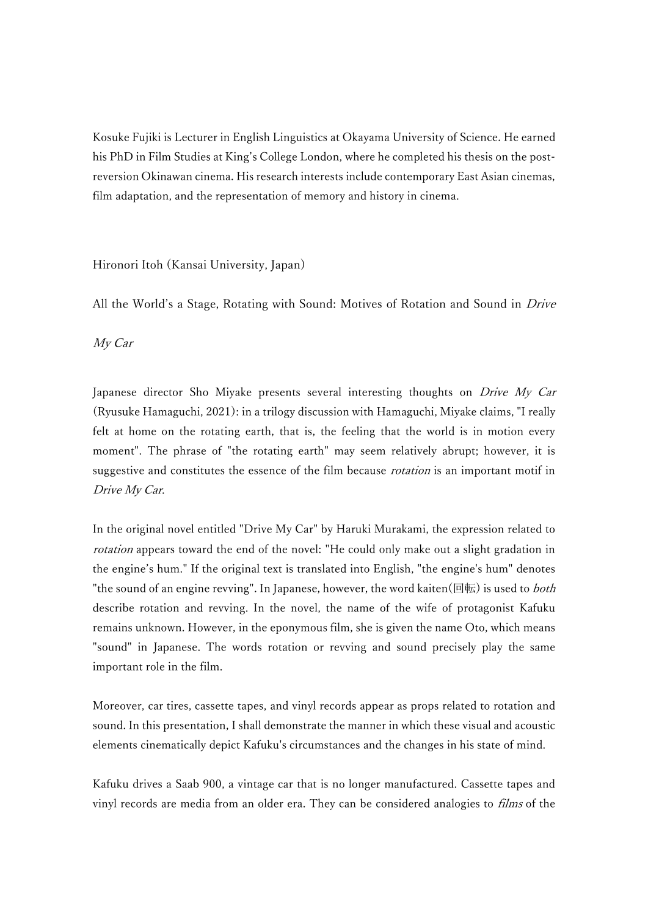Kosuke Fujiki is Lecturer in English Linguistics at Okayama University of Science. He earned his PhD in Film Studies at King's College London, where he completed his thesis on the post-reversion Okinawan cinema. His research interests include contemporary East Asian cinemas, film adaptation, and the representation of memory and history in cinema.

Hironori Itoh (Kansai University, Japan)

All the World's a Stage, Rotating with Sound: Motives of Rotation and Sound in *Drive My Car*

Japanese director Sho Miyake presents several interesting thoughts on *Drive My Car* (Ryusuke Hamaguchi, 2021): in a trilogy discussion with Hamaguchi, Miyake claims, "I really felt at home on the rotating earth, that is, the feeling that the world is in motion every moment". The phrase of "the rotating earth" may seem relatively abrupt; however, it is suggestive and constitutes the essence of the film because *rotation* is an important motif in *Drive My Car*.

In the original novel entitled "Drive My Car" by Haruki Murakami, the expression related to *rotation* appears toward the end of the novel: "He could only make out a slight gradation in the engine's hum." If the original text is translated into English, "the engine's hum" denotes "the sound of an engine revving". In Japanese, however, the word kaiten(回転) is used to *both* describe rotation and revving. In the novel, the name of the wife of protagonist Kafuku remains unknown. However, in the eponymous film, she is given the name Oto, which means "sound" in Japanese. The words rotation or revving and sound precisely play the same important role in the film.

Moreover, car tires, cassette tapes, and vinyl records appear as props related to rotation and sound. In this presentation, I shall demonstrate the manner in which these visual and acoustic elements cinematically depict Kafuku's circumstances and the changes in his state of mind.

Kafuku drives a Saab 900, a vintage car that is no longer manufactured. Cassette tapes and vinyl records are media from an older era. They can be considered analogies to *films* of the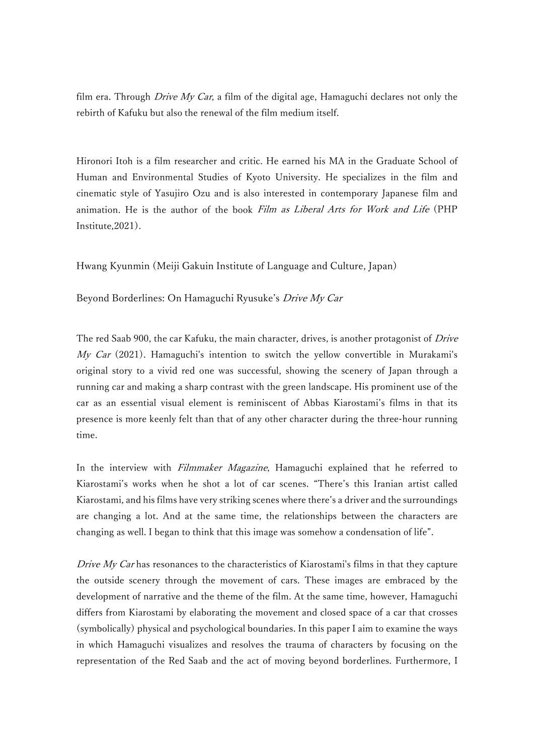film era. Through *Drive My Car*, a film of the digital age, Hamaguchi declares not only the rebirth of Kafuku but also the renewal of the film medium itself.

Hironori Itoh is a film researcher and critic. He earned his MA in the Graduate School of Human and Environmental Studies of Kyoto University. He specializes in the film and cinematic style of Yasujiro Ozu and is also interested in contemporary Japanese film and animation. He is the author of the book *Film as Liberal Arts for Work and Life* (PHP Institute,2021).

Hwang Kyunmin (Meiji Gakuin Institute of Language and Culture, Japan)

Beyond Borderlines: On Hamaguchi Ryusuke's *Drive My Car*

The red Saab 900, the car Kafuku, the main character, drives, is another protagonist of *Drive My Car* (2021). Hamaguchi's intention to switch the yellow convertible in Murakami's original story to a vivid red one was successful, showing the scenery of Japan through a running car and making a sharp contrast with the green landscape. His prominent use of the car as an essential visual element is reminiscent of Abbas Kiarostami's films in that its presence is more keenly felt than that of any other character during the three-hour running time.

In the interview with *Filmmaker Magazine*, Hamaguchi explained that he referred to Kiarostami's works when he shot a lot of car scenes. "There's this Iranian artist called Kiarostami, and his films have very striking scenes where there's a driver and the surroundings are changing a lot. And at the same time, the relationships between the characters are changing as well. I began to think that this image was somehow a condensation of life".

*Drive My Car* has resonances to the characteristics of Kiarostami's films in that they capture the outside scenery through the movement of cars. These images are embraced by the development of narrative and the theme of the film. At the same time, however, Hamaguchi differs from Kiarostami by elaborating the movement and closed space of a car that crosses (symbolically) physical and psychological boundaries. In this paper I aim to examine the ways in which Hamaguchi visualizes and resolves the trauma of characters by focusing on the representation of the Red Saab and the act of moving beyond borderlines. Furthermore, I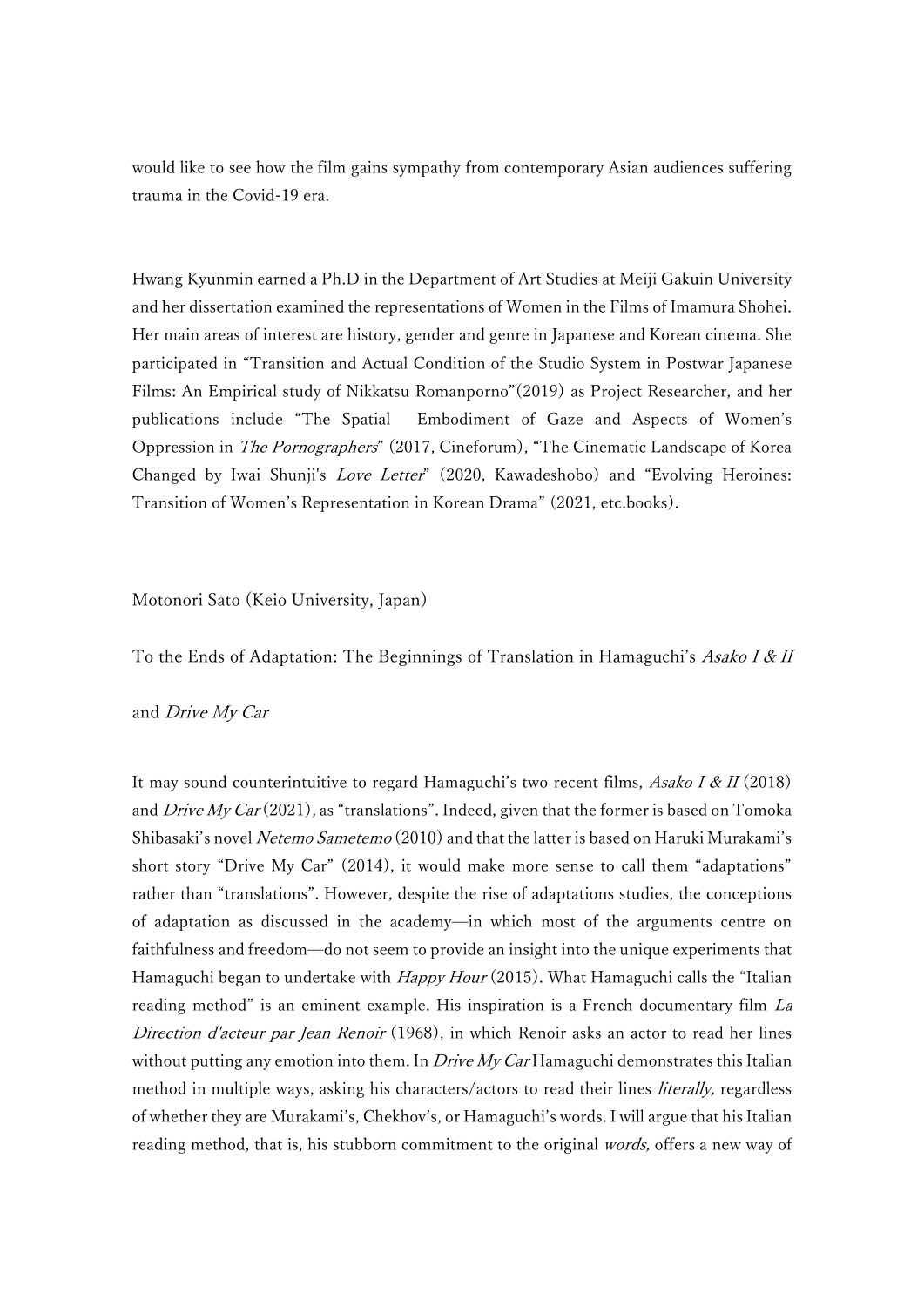would like to see how the film gains sympathy from contemporary Asian audiences suffering trauma in the Covid-19 era.

Hwang Kyunmin earned a Ph.D in the Department of Art Studies at Meiji Gakuin University and her dissertation examined the representations of Women in the Films of Imamura Shohei. Her main areas of interest are history, gender and genre in Japanese and Korean cinema. She participated in "Transition and Actual Condition of the Studio System in Postwar Japanese Films: An Empirical study of Nikkatsu Romanporno"(2019) as Project Researcher, and her publications include "The Spatial Embodiment of Gaze and Aspects of Women's Oppression in *The Pornographers*" (2017, Cineforum), "The Cinematic Landscape of Korea Changed by Iwai Shunji's *Love Letter*" (2020, Kawadeshobo) and "Evolving Heroines: Transition of Women's Representation in Korean Drama" (2021, etc.books).

Motonori Sato (Keio University, Japan)

To the Ends of Adaptation: The Beginnings of Translation in Hamaguchi's *Asako I & II* and *Drive My Car*

It may sound counterintuitive to regard Hamaguchi's two recent films, *Asako I & II* (2018) and *Drive My Car* (2021), as "translations". Indeed, given that the former is based on Tomoka Shibasaki's novel *Netemo Sametemo* (2010) and that the latter is based on Haruki Murakami's short story "Drive My Car" (2014), it would make more sense to call them "adaptations" rather than "translations". However, despite the rise of adaptations studies, the conceptions of adaptation as discussed in the academy—in which most of the arguments centre on faithfulness and freedom—do not seem to provide an insight into the unique experiments that Hamaguchi began to undertake with *Happy Hour* (2015). What Hamaguchi calls the "Italian reading method" is an eminent example. His inspiration is a French documentary film *La Direction d'acteur par Jean Renoir* (1968), in which Renoir asks an actor to read her lines without putting any emotion into them. In *Drive My Car* Hamaguchi demonstrates this Italian method in multiple ways, asking his characters/actors to read their lines *literally,* regardless of whether they are Murakami's, Chekhov's, or Hamaguchi's words. I will argue that his Italian reading method, that is, his stubborn commitment to the original *words,* offers a new way of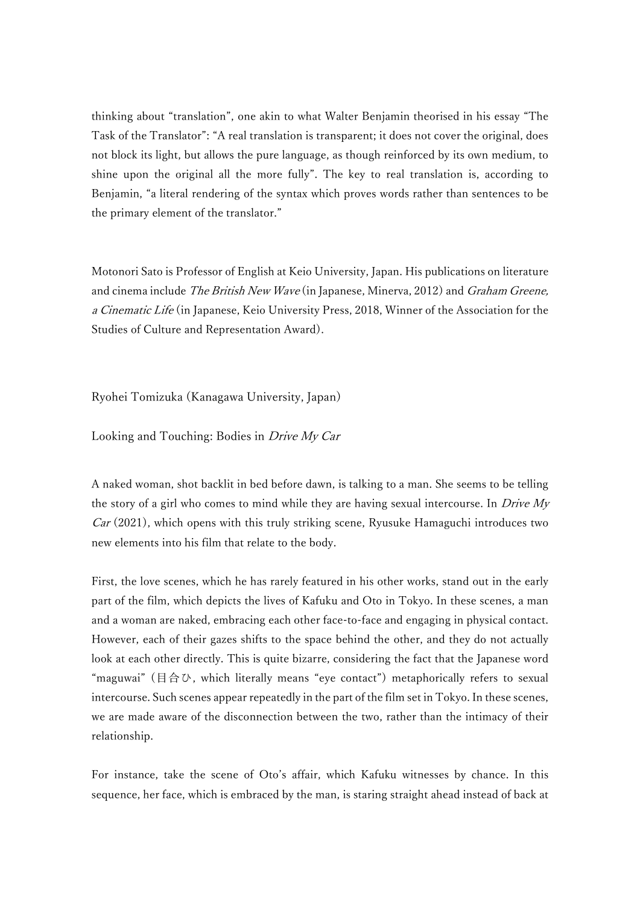thinking about "translation", one akin to what Walter Benjamin theorised in his essay "The Task of the Translator": "A real translation is transparent; it does not cover the original, does not block its light, but allows the pure language, as though reinforced by its own medium, to shine upon the original all the more fully". The key to real translation is, according to Benjamin, "a literal rendering of the syntax which proves words rather than sentences to be the primary element of the translator."

Motonori Sato is Professor of English at Keio University, Japan. His publications on literature and cinema include *The British New Wave* (in Japanese, Minerva, 2012) and *Graham Greene, a Cinematic Life* (in Japanese, Keio University Press, 2018, Winner of the Association for the Studies of Culture and Representation Award).

Ryohei Tomizuka (Kanagawa University, Japan)

Looking and Touching: Bodies in *Drive My Car*

A naked woman, shot backlit in bed before dawn, is talking to a man. She seems to be telling the story of a girl who comes to mind while they are having sexual intercourse. In *Drive My Car* (2021), which opens with this truly striking scene, Ryusuke Hamaguchi introduces two new elements into his film that relate to the body.

First, the love scenes, which he has rarely featured in his other works, stand out in the early part of the film, which depicts the lives of Kafuku and Oto in Tokyo. In these scenes, a man and a woman are naked, embracing each other face-to-face and engaging in physical contact. However, each of their gazes shifts to the space behind the other, and they do not actually look at each other directly. This is quite bizarre, considering the fact that the Japanese word "maguwai" (目合ひ, which literally means "eye contact") metaphorically refers to sexual intercourse. Such scenes appear repeatedly in the part of the film set in Tokyo. In these scenes, we are made aware of the disconnection between the two, rather than the intimacy of their relationship.

For instance, take the scene of Oto's affair, which Kafuku witnesses by chance. In this sequence, her face, which is embraced by the man, is staring straight ahead instead of back at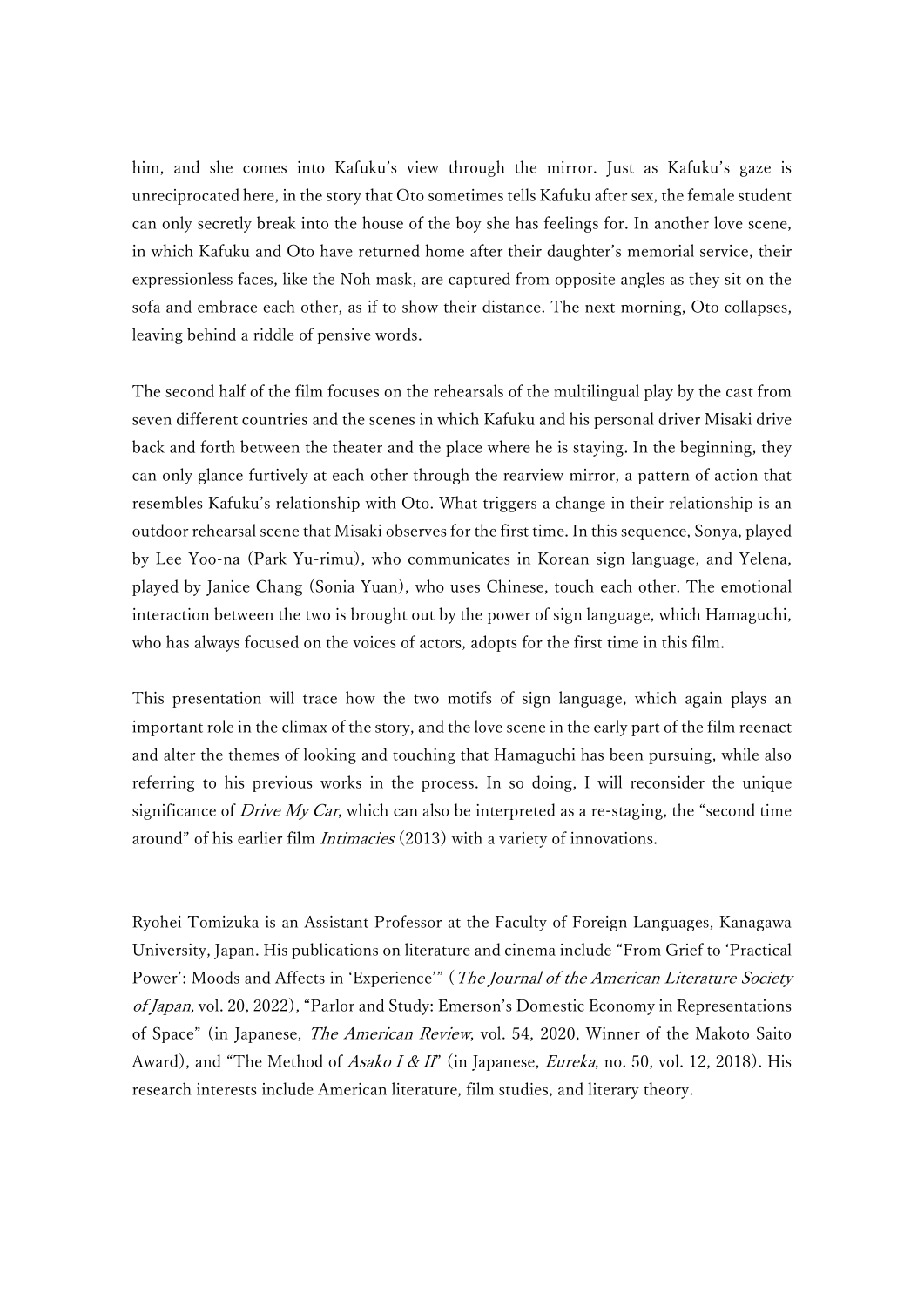him, and she comes into Kafuku's view through the mirror. Just as Kafuku's gaze is unreciprocated here, in the story that Oto sometimes tells Kafuku after sex, the female student can only secretly break into the house of the boy she has feelings for. In another love scene, in which Kafuku and Oto have returned home after their daughter's memorial service, their expressionless faces, like the Noh mask, are captured from opposite angles as they sit on the sofa and embrace each other, as if to show their distance. The next morning, Oto collapses, leaving behind a riddle of pensive words.

The second half of the film focuses on the rehearsals of the multilingual play by the cast from seven different countries and the scenes in which Kafuku and his personal driver Misaki drive back and forth between the theater and the place where he is staying. In the beginning, they can only glance furtively at each other through the rearview mirror, a pattern of action that resembles Kafuku's relationship with Oto. What triggers a change in their relationship is an outdoor rehearsal scene that Misaki observes for the first time. In this sequence, Sonya, played by Lee Yoo-na (Park Yu-rimu), who communicates in Korean sign language, and Yelena, played by Janice Chang (Sonia Yuan), who uses Chinese, touch each other. The emotional interaction between the two is brought out by the power of sign language, which Hamaguchi, who has always focused on the voices of actors, adopts for the first time in this film.

This presentation will trace how the two motifs of sign language, which again plays an important role in the climax of the story, and the love scene in the early part of the film reenact and alter the themes of looking and touching that Hamaguchi has been pursuing, while also referring to his previous works in the process. In so doing, I will reconsider the unique significance of *Drive My Car*, which can also be interpreted as a re-staging, the "second time around" of his earlier film *Intimacies* (2013) with a variety of innovations.

Ryohei Tomizuka is an Assistant Professor at the Faculty of Foreign Languages, Kanagawa University, Japan. His publications on literature and cinema include "From Grief to 'Practical Power': Moods and Affects in 'Experience'" (*The Journal of the American Literature Society of Japan*, vol. 20, 2022), "Parlor and Study: Emerson's Domestic Economy in Representations of Space" (in Japanese, *The American Review*, vol. 54, 2020, Winner of the Makoto Saito Award), and "The Method of *Asako I & II*" (in Japanese, *Eureka*, no. 50, vol. 12, 2018). His research interests include American literature, film studies, and literary theory.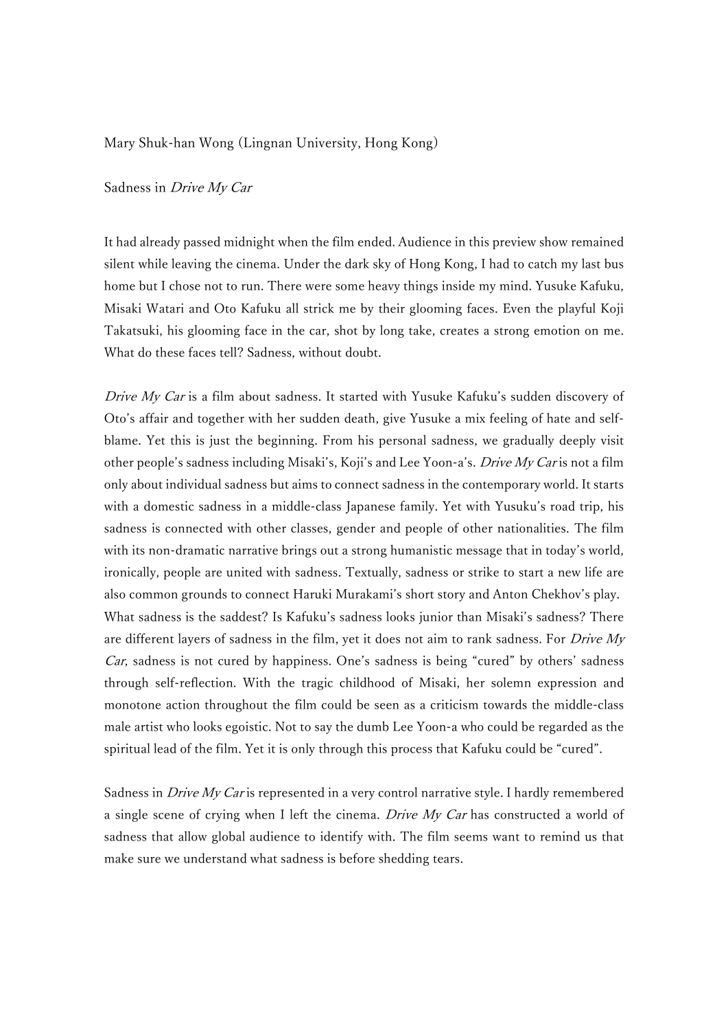Mary Shuk-han Wong (Lingnan University, Hong Kong)

## Sadness in *Drive My Car*

It had already passed midnight when the film ended. Audience in this preview show remained silent while leaving the cinema. Under the dark sky of Hong Kong, I had to catch my last bus home but I chose not to run. There were some heavy things inside my mind. Yusuke Kafuku, Misaki Watari and Oto Kafuku all strick me by their glooming faces. Even the playful Koji Takatsuki, his glooming face in the car, shot by long take, creates a strong emotion on me. What do these faces tell? Sadness, without doubt.

*Drive My Car* is a film about sadness. It started with Yusuke Kafuku's sudden discovery of Oto's affair and together with her sudden death, give Yusuke a mix feeling of hate and self-blame. Yet this is just the beginning. From his personal sadness, we gradually deeply visit other people's sadness including Misaki's, Koji's and Lee Yoon-a's. *Drive My Car* is not a film only about individual sadness but aims to connect sadness in the contemporary world. It starts with a domestic sadness in a middle-class Japanese family. Yet with Yusuku's road trip, his sadness is connected with other classes, gender and people of other nationalities. The film with its non-dramatic narrative brings out a strong humanistic message that in today's world, ironically, people are united with sadness. Textually, sadness or strike to start a new life are also common grounds to connect Haruki Murakami's short story and Anton Chekhov's play. What sadness is the saddest? Is Kafuku's sadness looks junior than Misaki's sadness? There are different layers of sadness in the film, yet it does not aim to rank sadness. For *Drive My Car*, sadness is not cured by happiness. One's sadness is being "cured" by others' sadness through self-reflection. With the tragic childhood of Misaki, her solemn expression and monotone action throughout the film could be seen as a criticism towards the middle-class male artist who looks egoistic. Not to say the dumb Lee Yoon-a who could be regarded as the spiritual lead of the film. Yet it is only through this process that Kafuku could be "cured".

Sadness in *Drive My Car* is represented in a very control narrative style. I hardly remembered a single scene of crying when I left the cinema. *Drive My Car* has constructed a world of sadness that allow global audience to identify with. The film seems want to remind us that make sure we understand what sadness is before shedding tears.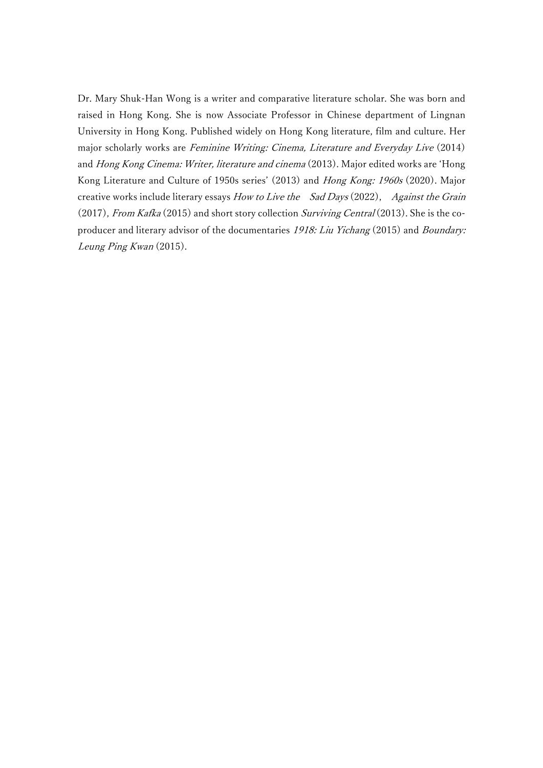Dr. Mary Shuk-Han Wong is a writer and comparative literature scholar. She was born and raised in Hong Kong. She is now Associate Professor in Chinese department of Lingnan University in Hong Kong. Published widely on Hong Kong literature, film and culture. Her major scholarly works are *Feminine Writing: Cinema, Literature and Everyday Live* (2014) and *Hong Kong Cinema: Writer, literature and cinema* (2013). Major edited works are 'Hong Kong Literature and Culture of 1950s series' (2013) and *Hong Kong: 1960s* (2020). Major creative works include literary essays *How to Live the Sad Days* (2022), *Against the Grain* (2017), *From Kafka* (2015) and short story collection *Surviving Central* (2013). She is the co-producer and literary advisor of the documentaries *1918: Liu Yichang* (2015) and *Boundary: Leung Ping Kwan* (2015).